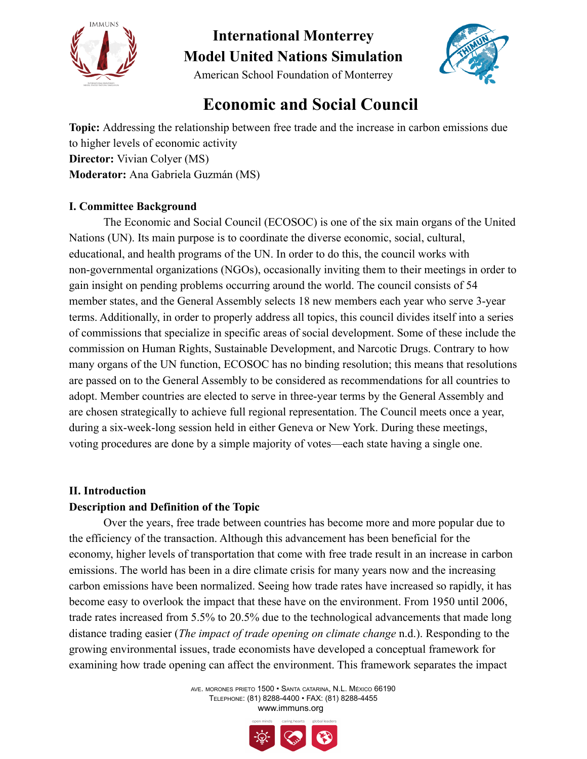# International Monterrey Model United Nations Simulation

American School Foundation of Monterrey

## Economic and Social Council

**Topic:** Addressing the relationship between free trade and the increase in carbon emissions due to higher levels of economic activity
**Director:** Vivian Colyer (MS)
**Moderator:** Ana Gabriela Guzmán (MS)

### I. Committee Background

The Economic and Social Council (ECOSOC) is one of the six main organs of the United Nations (UN). Its main purpose is to coordinate the diverse economic, social, cultural, educational, and health programs of the UN. In order to do this, the council works with non-governmental organizations (NGOs), occasionally inviting them to their meetings in order to gain insight on pending problems occurring around the world. The council consists of 54 member states, and the General Assembly selects 18 new members each year who serve 3-year terms. Additionally, in order to properly address all topics, this council divides itself into a series of commissions that specialize in specific areas of social development. Some of these include the commission on Human Rights, Sustainable Development, and Narcotic Drugs. Contrary to how many organs of the UN function, ECOSOC has no binding resolution; this means that resolutions are passed on to the General Assembly to be considered as recommendations for all countries to adopt. Member countries are elected to serve in three-year terms by the General Assembly and are chosen strategically to achieve full regional representation. The Council meets once a year, during a six-week-long session held in either Geneva or New York. During these meetings, voting procedures are done by a simple majority of votes—each state having a single one.

### II. Introduction

**Description and Definition of the Topic**

Over the years, free trade between countries has become more and more popular due to the efficiency of the transaction. Although this advancement has been beneficial for the economy, higher levels of transportation that come with free trade result in an increase in carbon emissions. The world has been in a dire climate crisis for many years now and the increasing carbon emissions have been normalized. Seeing how trade rates have increased so rapidly, it has become easy to overlook the impact that these have on the environment. From 1950 until 2006, trade rates increased from 5.5% to 20.5% due to the technological advancements that made long distance trading easier (*The impact of trade opening on climate change* n.d.). Responding to the growing environmental issues, trade economists have developed a conceptual framework for examining how trade opening can affect the environment. This framework separates the impact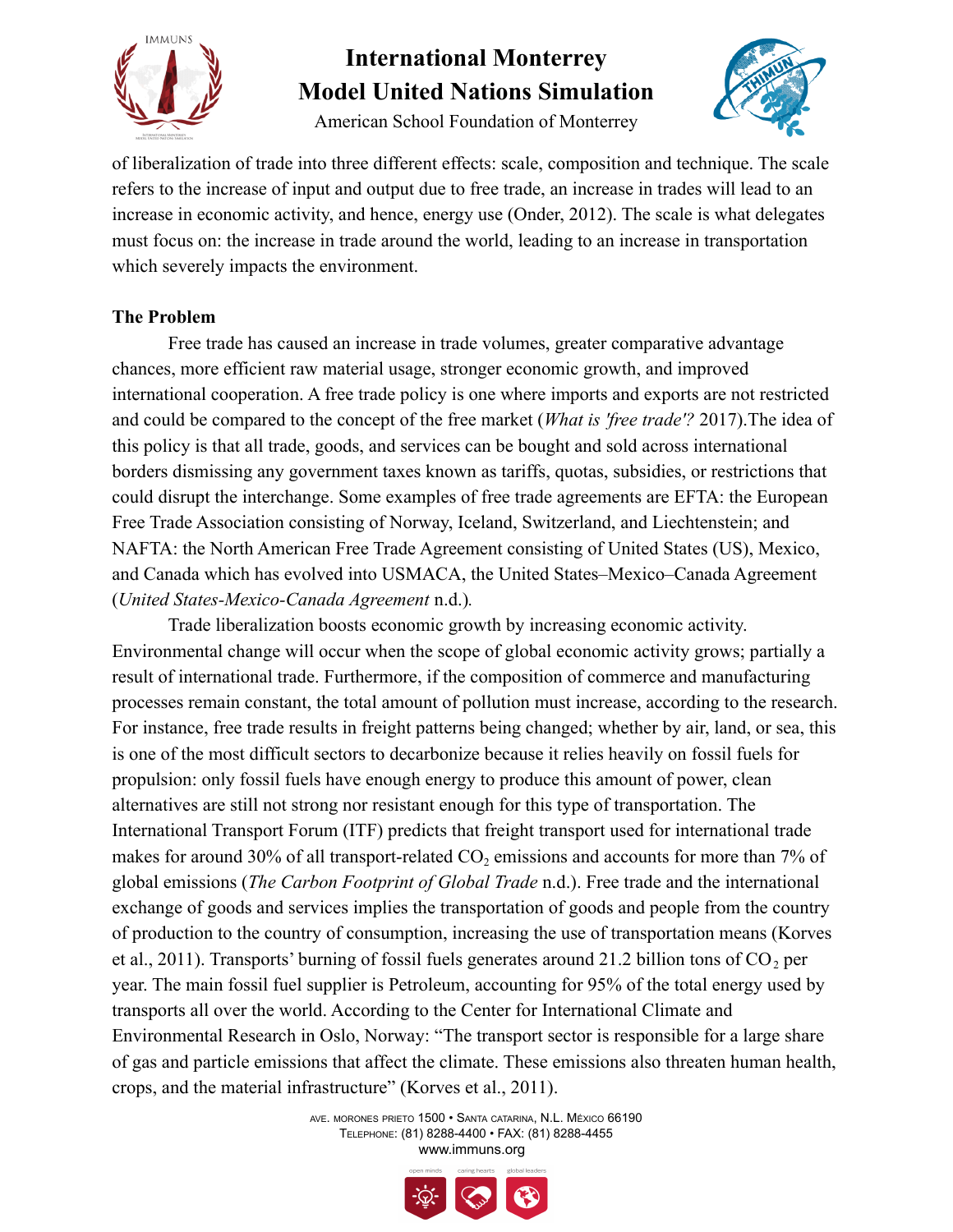of liberalization of trade into three different effects: scale, composition and technique. The scale refers to the increase of input and output due to free trade, an increase in trades will lead to an increase in economic activity, and hence, energy use (Onder, 2012). The scale is what delegates must focus on: the increase in trade around the world, leading to an increase in transportation which severely impacts the environment.

**The Problem**

Free trade has caused an increase in trade volumes, greater comparative advantage chances, more efficient raw material usage, stronger economic growth, and improved international cooperation. A free trade policy is one where imports and exports are not restricted and could be compared to the concept of the free market (*What is 'free trade'?* 2017).The idea of this policy is that all trade, goods, and services can be bought and sold across international borders dismissing any government taxes known as tariffs, quotas, subsidies, or restrictions that could disrupt the interchange. Some examples of free trade agreements are EFTA: the European Free Trade Association consisting of Norway, Iceland, Switzerland, and Liechtenstein; and NAFTA: the North American Free Trade Agreement consisting of United States (US), Mexico, and Canada which has evolved into USMACA, the United States–Mexico–Canada Agreement (*United States-Mexico-Canada Agreement* n.d.).

Trade liberalization boosts economic growth by increasing economic activity. Environmental change will occur when the scope of global economic activity grows; partially a result of international trade. Furthermore, if the composition of commerce and manufacturing processes remain constant, the total amount of pollution must increase, according to the research. For instance, free trade results in freight patterns being changed; whether by air, land, or sea, this is one of the most difficult sectors to decarbonize because it relies heavily on fossil fuels for propulsion: only fossil fuels have enough energy to produce this amount of power, clean alternatives are still not strong nor resistant enough for this type of transportation. The International Transport Forum (ITF) predicts that freight transport used for international trade makes for around 30% of all transport-related $CO_2$ emissions and accounts for more than 7% of global emissions (*The Carbon Footprint of Global Trade* n.d.). Free trade and the international exchange of goods and services implies the transportation of goods and people from the country of production to the country of consumption, increasing the use of transportation means (Korves et al., 2011). Transports' burning of fossil fuels generates around 21.2 billion tons of $CO_2$ per year. The main fossil fuel supplier is Petroleum, accounting for 95% of the total energy used by transports all over the world. According to the Center for International Climate and Environmental Research in Oslo, Norway: "The transport sector is responsible for a large share of gas and particle emissions that affect the climate. These emissions also threaten human health, crops, and the material infrastructure" (Korves et al., 2011).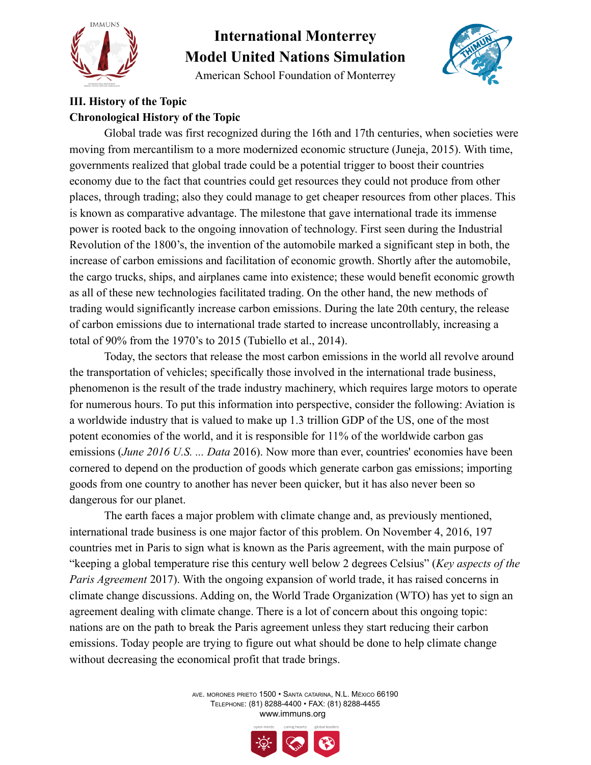## III. History of the Topic

### Chronological History of the Topic

Global trade was first recognized during the 16th and 17th centuries, when societies were moving from mercantilism to a more modernized economic structure (Juneja, 2015). With time, governments realized that global trade could be a potential trigger to boost their countries economy due to the fact that countries could get resources they could not produce from other places, through trading; also they could manage to get cheaper resources from other places. This is known as comparative advantage. The milestone that gave international trade its immense power is rooted back to the ongoing innovation of technology. First seen during the Industrial Revolution of the 1800's, the invention of the automobile marked a significant step in both, the increase of carbon emissions and facilitation of economic growth. Shortly after the automobile, the cargo trucks, ships, and airplanes came into existence; these would benefit economic growth as all of these new technologies facilitated trading. On the other hand, the new methods of trading would significantly increase carbon emissions. During the late 20th century, the release of carbon emissions due to international trade started to increase uncontrollably, increasing a total of 90% from the 1970's to 2015 (Tubiello et al., 2014).

Today, the sectors that release the most carbon emissions in the world all revolve around the transportation of vehicles; specifically those involved in the international trade business, phenomenon is the result of the trade industry machinery, which requires large motors to operate for numerous hours. To put this information into perspective, consider the following: Aviation is a worldwide industry that is valued to make up 1.3 trillion GDP of the US, one of the most potent economies of the world, and it is responsible for 11% of the worldwide carbon gas emissions (*June 2016 U.S. ... Data* 2016). Now more than ever, countries' economies have been cornered to depend on the production of goods which generate carbon gas emissions; importing goods from one country to another has never been quicker, but it has also never been so dangerous for our planet.

The earth faces a major problem with climate change and, as previously mentioned, international trade business is one major factor of this problem. On November 4, 2016, 197 countries met in Paris to sign what is known as the Paris agreement, with the main purpose of "keeping a global temperature rise this century well below 2 degrees Celsius" (*Key aspects of the Paris Agreement* 2017). With the ongoing expansion of world trade, it has raised concerns in climate change discussions. Adding on, the World Trade Organization (WTO) has yet to sign an agreement dealing with climate change. There is a lot of concern about this ongoing topic: nations are on the path to break the Paris agreement unless they start reducing their carbon emissions. Today people are trying to figure out what should be done to help climate change without decreasing the economical profit that trade brings.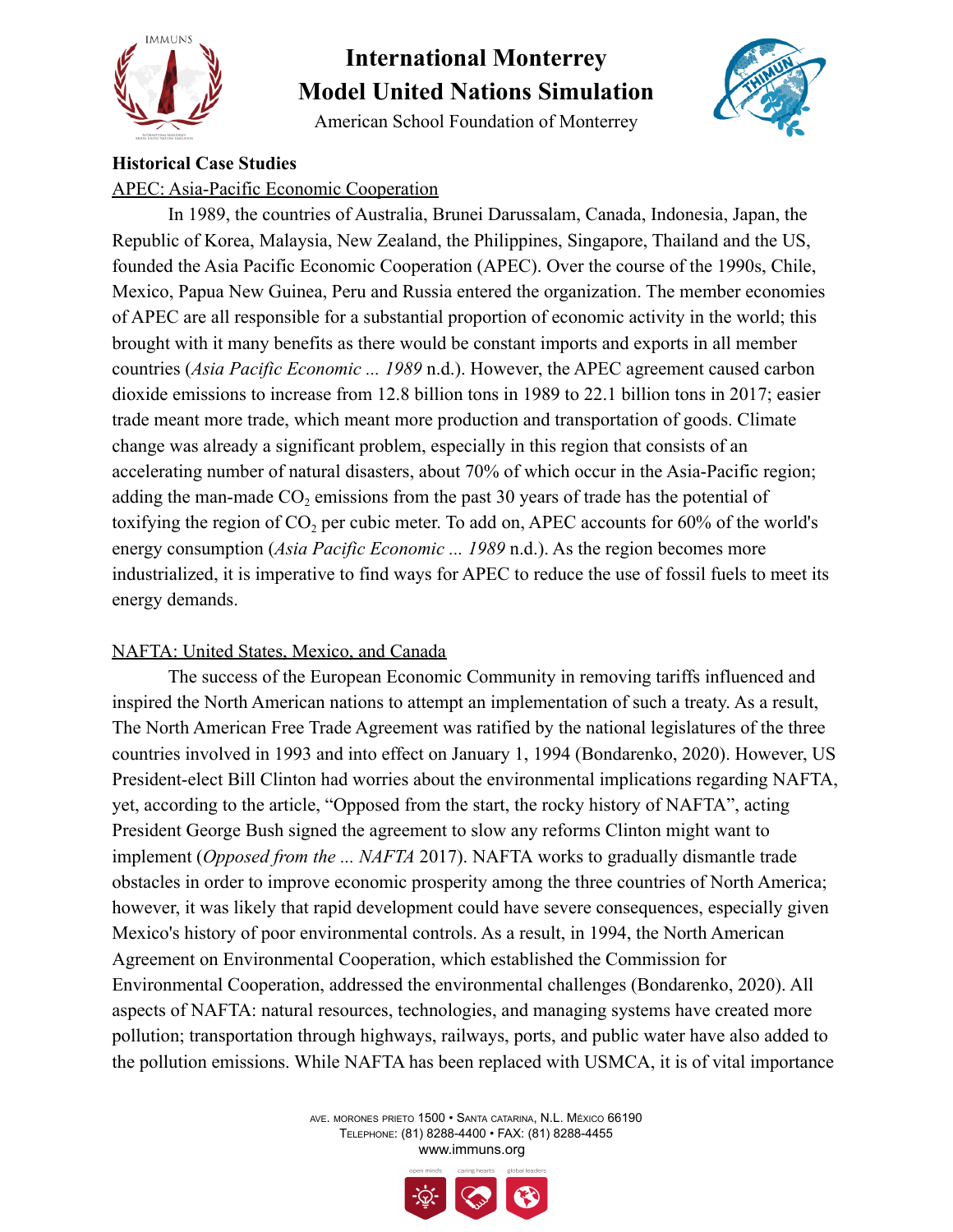**Historical Case Studies**

APEC: Asia-Pacific Economic Cooperation

In 1989, the countries of Australia, Brunei Darussalam, Canada, Indonesia, Japan, the Republic of Korea, Malaysia, New Zealand, the Philippines, Singapore, Thailand and the US, founded the Asia Pacific Economic Cooperation (APEC). Over the course of the 1990s, Chile, Mexico, Papua New Guinea, Peru and Russia entered the organization. The member economies of APEC are all responsible for a substantial proportion of economic activity in the world; this brought with it many benefits as there would be constant imports and exports in all member countries (*Asia Pacific Economic ... 1989* n.d.). However, the APEC agreement caused carbon dioxide emissions to increase from 12.8 billion tons in 1989 to 22.1 billion tons in 2017; easier trade meant more trade, which meant more production and transportation of goods. Climate change was already a significant problem, especially in this region that consists of an accelerating number of natural disasters, about 70% of which occur in the Asia-Pacific region; adding the man-made $CO_2$ emissions from the past 30 years of trade has the potential of toxifying the region of $CO_2$ per cubic meter. To add on, APEC accounts for 60% of the world's energy consumption (*Asia Pacific Economic ... 1989* n.d.). As the region becomes more industrialized, it is imperative to find ways for APEC to reduce the use of fossil fuels to meet its energy demands.

NAFTA: United States, Mexico, and Canada

The success of the European Economic Community in removing tariffs influenced and inspired the North American nations to attempt an implementation of such a treaty. As a result, The North American Free Trade Agreement was ratified by the national legislatures of the three countries involved in 1993 and into effect on January 1, 1994 (Bondarenko, 2020). However, US President-elect Bill Clinton had worries about the environmental implications regarding NAFTA, yet, according to the article, "Opposed from the start, the rocky history of NAFTA", acting President George Bush signed the agreement to slow any reforms Clinton might want to implement (*Opposed from the ... NAFTA* 2017). NAFTA works to gradually dismantle trade obstacles in order to improve economic prosperity among the three countries of North America; however, it was likely that rapid development could have severe consequences, especially given Mexico's history of poor environmental controls. As a result, in 1994, the North American Agreement on Environmental Cooperation, which established the Commission for Environmental Cooperation, addressed the environmental challenges (Bondarenko, 2020). All aspects of NAFTA: natural resources, technologies, and managing systems have created more pollution; transportation through highways, railways, ports, and public water have also added to the pollution emissions. While NAFTA has been replaced with USMCA, it is of vital importance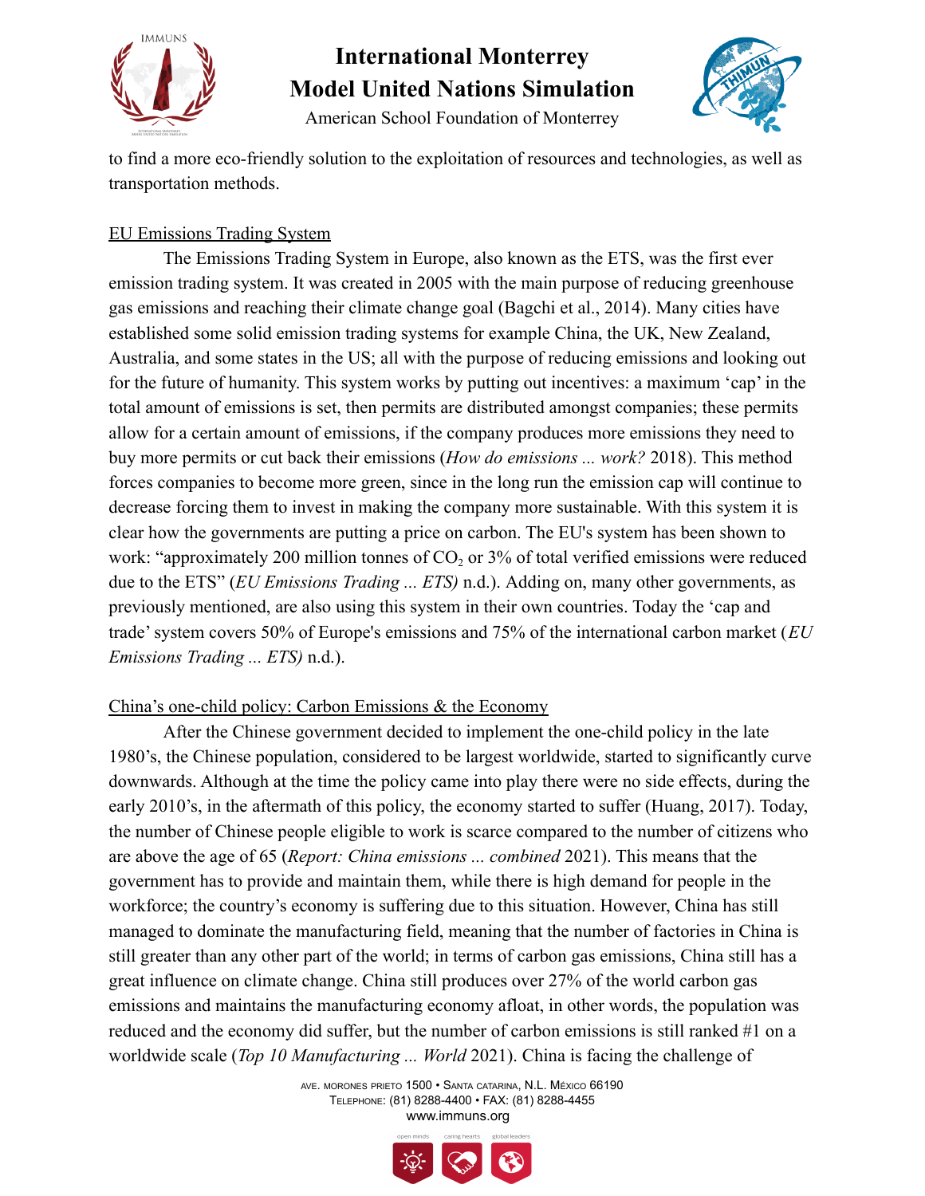to find a more eco-friendly solution to the exploitation of resources and technologies, as well as transportation methods.

EU Emissions Trading System

The Emissions Trading System in Europe, also known as the ETS, was the first ever emission trading system. It was created in 2005 with the main purpose of reducing greenhouse gas emissions and reaching their climate change goal (Bagchi et al., 2014). Many cities have established some solid emission trading systems for example China, the UK, New Zealand, Australia, and some states in the US; all with the purpose of reducing emissions and looking out for the future of humanity. This system works by putting out incentives: a maximum 'cap' in the total amount of emissions is set, then permits are distributed amongst companies; these permits allow for a certain amount of emissions, if the company produces more emissions they need to buy more permits or cut back their emissions (*How do emissions ... work?* 2018). This method forces companies to become more green, since in the long run the emission cap will continue to decrease forcing them to invest in making the company more sustainable. With this system it is clear how the governments are putting a price on carbon. The EU's system has been shown to work: "approximately 200 million tonnes of $CO_2$ or 3% of total verified emissions were reduced due to the ETS" (*EU Emissions Trading ... ETS)* n.d.). Adding on, many other governments, as previously mentioned, are also using this system in their own countries. Today the 'cap and trade' system covers 50% of Europe's emissions and 75% of the international carbon market (*EU Emissions Trading ... ETS)* n.d.).

China's one-child policy: Carbon Emissions & the Economy

After the Chinese government decided to implement the one-child policy in the late 1980's, the Chinese population, considered to be largest worldwide, started to significantly curve downwards. Although at the time the policy came into play there were no side effects, during the early 2010's, in the aftermath of this policy, the economy started to suffer (Huang, 2017). Today, the number of Chinese people eligible to work is scarce compared to the number of citizens who are above the age of 65 (*Report: China emissions ... combined* 2021). This means that the government has to provide and maintain them, while there is high demand for people in the workforce; the country's economy is suffering due to this situation. However, China has still managed to dominate the manufacturing field, meaning that the number of factories in China is still greater than any other part of the world; in terms of carbon gas emissions, China still has a great influence on climate change. China still produces over 27% of the world carbon gas emissions and maintains the manufacturing economy afloat, in other words, the population was reduced and the economy did suffer, but the number of carbon emissions is still ranked #1 on a worldwide scale (*Top 10 Manufacturing ... World* 2021). China is facing the challenge of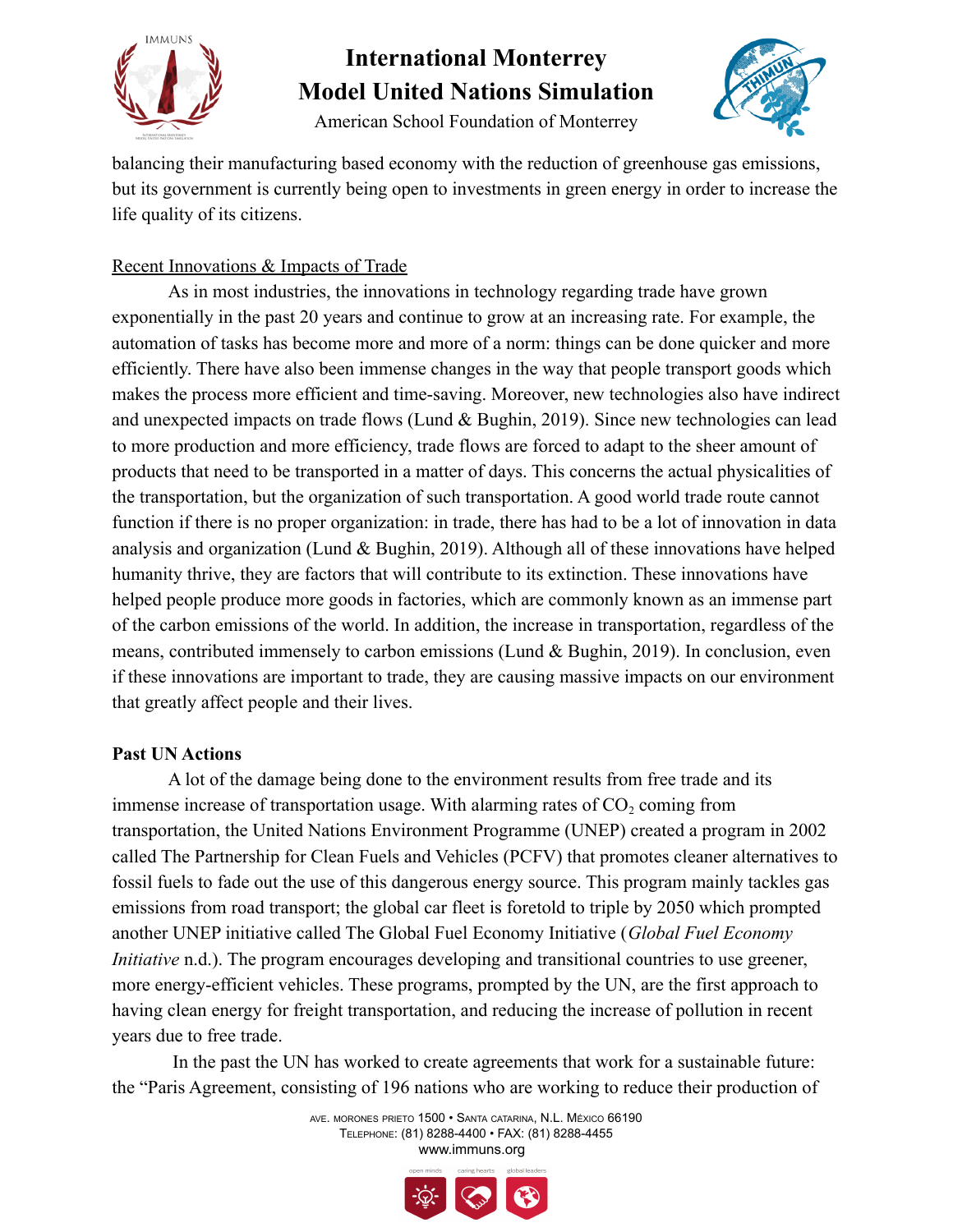balancing their manufacturing based economy with the reduction of greenhouse gas emissions, but its government is currently being open to investments in green energy in order to increase the life quality of its citizens.

<u>Recent Innovations & Impacts of Trade</u>

As in most industries, the innovations in technology regarding trade have grown exponentially in the past 20 years and continue to grow at an increasing rate. For example, the automation of tasks has become more and more of a norm: things can be done quicker and more efficiently. There have also been immense changes in the way that people transport goods which makes the process more efficient and time-saving. Moreover, new technologies also have indirect and unexpected impacts on trade flows (Lund & Bughin, 2019). Since new technologies can lead to more production and more efficiency, trade flows are forced to adapt to the sheer amount of products that need to be transported in a matter of days. This concerns the actual physicalities of the transportation, but the organization of such transportation. A good world trade route cannot function if there is no proper organization: in trade, there has had to be a lot of innovation in data analysis and organization (Lund & Bughin, 2019). Although all of these innovations have helped humanity thrive, they are factors that will contribute to its extinction. These innovations have helped people produce more goods in factories, which are commonly known as an immense part of the carbon emissions of the world. In addition, the increase in transportation, regardless of the means, contributed immensely to carbon emissions (Lund & Bughin, 2019). In conclusion, even if these innovations are important to trade, they are causing massive impacts on our environment that greatly affect people and their lives.

**Past UN Actions**

A lot of the damage being done to the environment results from free trade and its immense increase of transportation usage. With alarming rates of $CO_2$ coming from transportation, the United Nations Environment Programme (UNEP) created a program in 2002 called The Partnership for Clean Fuels and Vehicles (PCFV) that promotes cleaner alternatives to fossil fuels to fade out the use of this dangerous energy source. This program mainly tackles gas emissions from road transport; the global car fleet is foretold to triple by 2050 which prompted another UNEP initiative called The Global Fuel Economy Initiative (*Global Fuel Economy Initiative* n.d.). The program encourages developing and transitional countries to use greener, more energy-efficient vehicles. These programs, prompted by the UN, are the first approach to having clean energy for freight transportation, and reducing the increase of pollution in recent years due to free trade.

In the past the UN has worked to create agreements that work for a sustainable future: the "Paris Agreement, consisting of 196 nations who are working to reduce their production of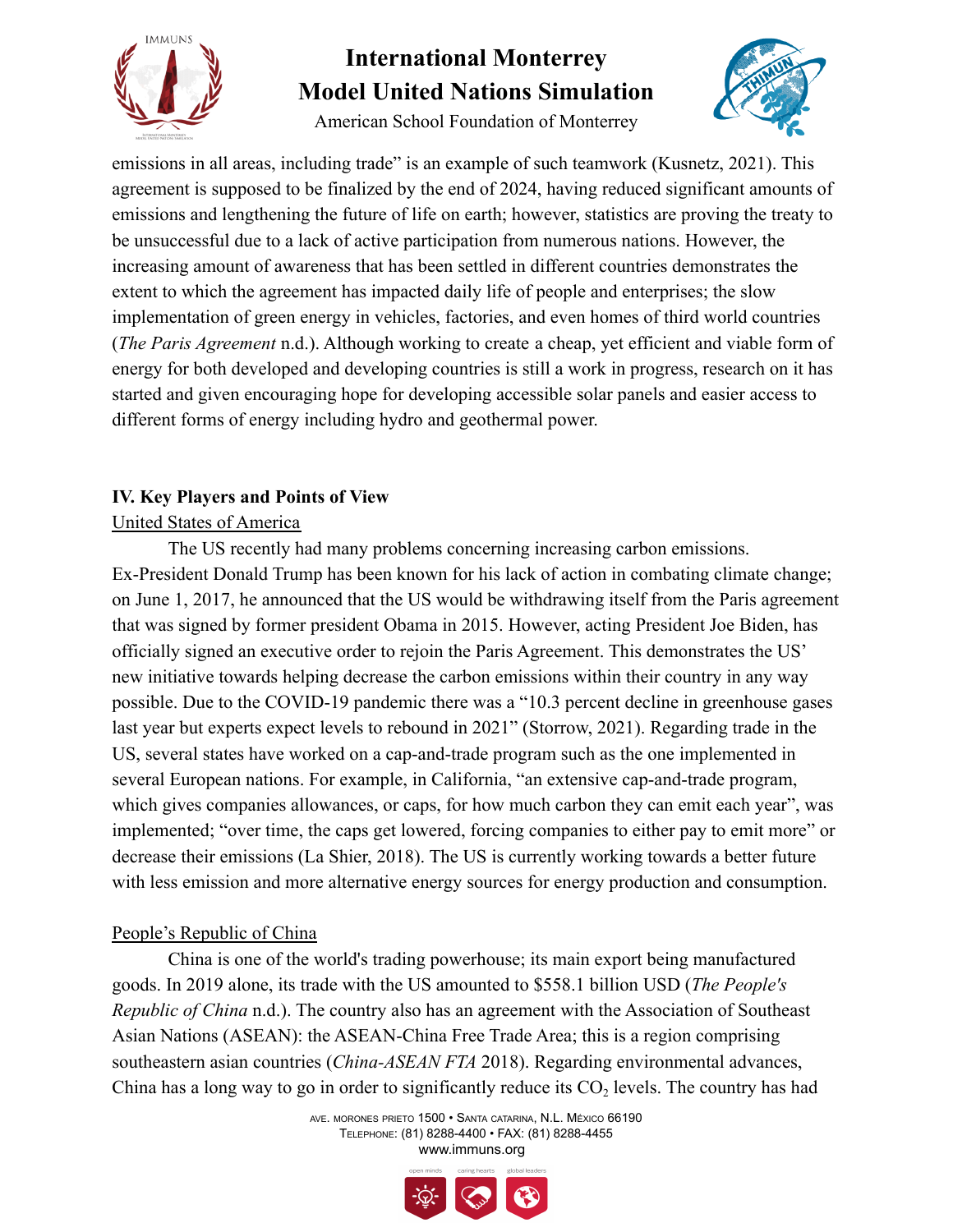emissions in all areas, including trade" is an example of such teamwork (Kusnetz, 2021). This agreement is supposed to be finalized by the end of 2024, having reduced significant amounts of emissions and lengthening the future of life on earth; however, statistics are proving the treaty to be unsuccessful due to a lack of active participation from numerous nations. However, the increasing amount of awareness that has been settled in different countries demonstrates the extent to which the agreement has impacted daily life of people and enterprises; the slow implementation of green energy in vehicles, factories, and even homes of third world countries (*The Paris Agreement* n.d.). Although working to create a cheap, yet efficient and viable form of energy for both developed and developing countries is still a work in progress, research on it has started and given encouraging hope for developing accessible solar panels and easier access to different forms of energy including hydro and geothermal power.

## IV. Key Players and Points of View

### United States of America

The US recently had many problems concerning increasing carbon emissions. Ex-President Donald Trump has been known for his lack of action in combating climate change; on June 1, 2017, he announced that the US would be withdrawing itself from the Paris agreement that was signed by former president Obama in 2015. However, acting President Joe Biden, has officially signed an executive order to rejoin the Paris Agreement. This demonstrates the US' new initiative towards helping decrease the carbon emissions within their country in any way possible. Due to the COVID-19 pandemic there was a "10.3 percent decline in greenhouse gases last year but experts expect levels to rebound in 2021" (Storrow, 2021). Regarding trade in the US, several states have worked on a cap-and-trade program such as the one implemented in several European nations. For example, in California, "an extensive cap-and-trade program, which gives companies allowances, or caps, for how much carbon they can emit each year", was implemented; "over time, the caps get lowered, forcing companies to either pay to emit more" or decrease their emissions (La Shier, 2018). The US is currently working towards a better future with less emission and more alternative energy sources for energy production and consumption.

### People's Republic of China

China is one of the world's trading powerhouse; its main export being manufactured goods. In 2019 alone, its trade with the US amounted to $558.1 billion USD (*The People's Republic of China* n.d.). The country also has an agreement with the Association of Southeast Asian Nations (ASEAN): the ASEAN-China Free Trade Area; this is a region comprising southeastern asian countries (*China-ASEAN FTA* 2018). Regarding environmental advances, China has a long way to go in order to significantly reduce its $CO_2$ levels. The country has had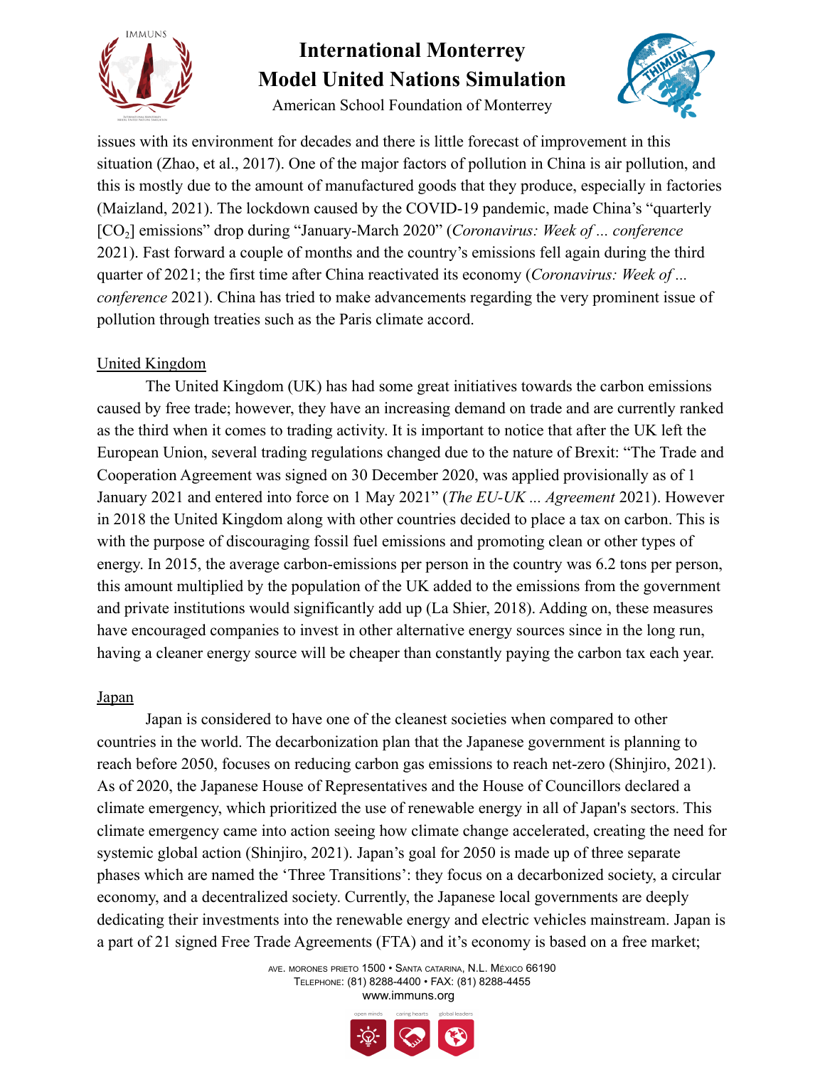issues with its environment for decades and there is little forecast of improvement in this situation (Zhao, et al., 2017). One of the major factors of pollution in China is air pollution, and this is mostly due to the amount of manufactured goods that they produce, especially in factories (Maizland, 2021). The lockdown caused by the COVID-19 pandemic, made China's "quarterly [$CO_2$] emissions" drop during "January-March 2020" (*Coronavirus: Week of ... conference* 2021). Fast forward a couple of months and the country's emissions fell again during the third quarter of 2021; the first time after China reactivated its economy (*Coronavirus: Week of ... conference* 2021). China has tried to make advancements regarding the very prominent issue of pollution through treaties such as the Paris climate accord.

## United Kingdom

The United Kingdom (UK) has had some great initiatives towards the carbon emissions caused by free trade; however, they have an increasing demand on trade and are currently ranked as the third when it comes to trading activity. It is important to notice that after the UK left the European Union, several trading regulations changed due to the nature of Brexit: "The Trade and Cooperation Agreement was signed on 30 December 2020, was applied provisionally as of 1 January 2021 and entered into force on 1 May 2021" (*The EU-UK ... Agreement* 2021). However in 2018 the United Kingdom along with other countries decided to place a tax on carbon. This is with the purpose of discouraging fossil fuel emissions and promoting clean or other types of energy. In 2015, the average carbon-emissions per person in the country was 6.2 tons per person, this amount multiplied by the population of the UK added to the emissions from the government and private institutions would significantly add up (La Shier, 2018). Adding on, these measures have encouraged companies to invest in other alternative energy sources since in the long run, having a cleaner energy source will be cheaper than constantly paying the carbon tax each year.

## Japan

Japan is considered to have one of the cleanest societies when compared to other countries in the world. The decarbonization plan that the Japanese government is planning to reach before 2050, focuses on reducing carbon gas emissions to reach net-zero (Shinjiro, 2021). As of 2020, the Japanese House of Representatives and the House of Councillors declared a climate emergency, which prioritized the use of renewable energy in all of Japan's sectors. This climate emergency came into action seeing how climate change accelerated, creating the need for systemic global action (Shinjiro, 2021). Japan's goal for 2050 is made up of three separate phases which are named the 'Three Transitions': they focus on a decarbonized society, a circular economy, and a decentralized society. Currently, the Japanese local governments are deeply dedicating their investments into the renewable energy and electric vehicles mainstream. Japan is a part of 21 signed Free Trade Agreements (FTA) and it's economy is based on a free market;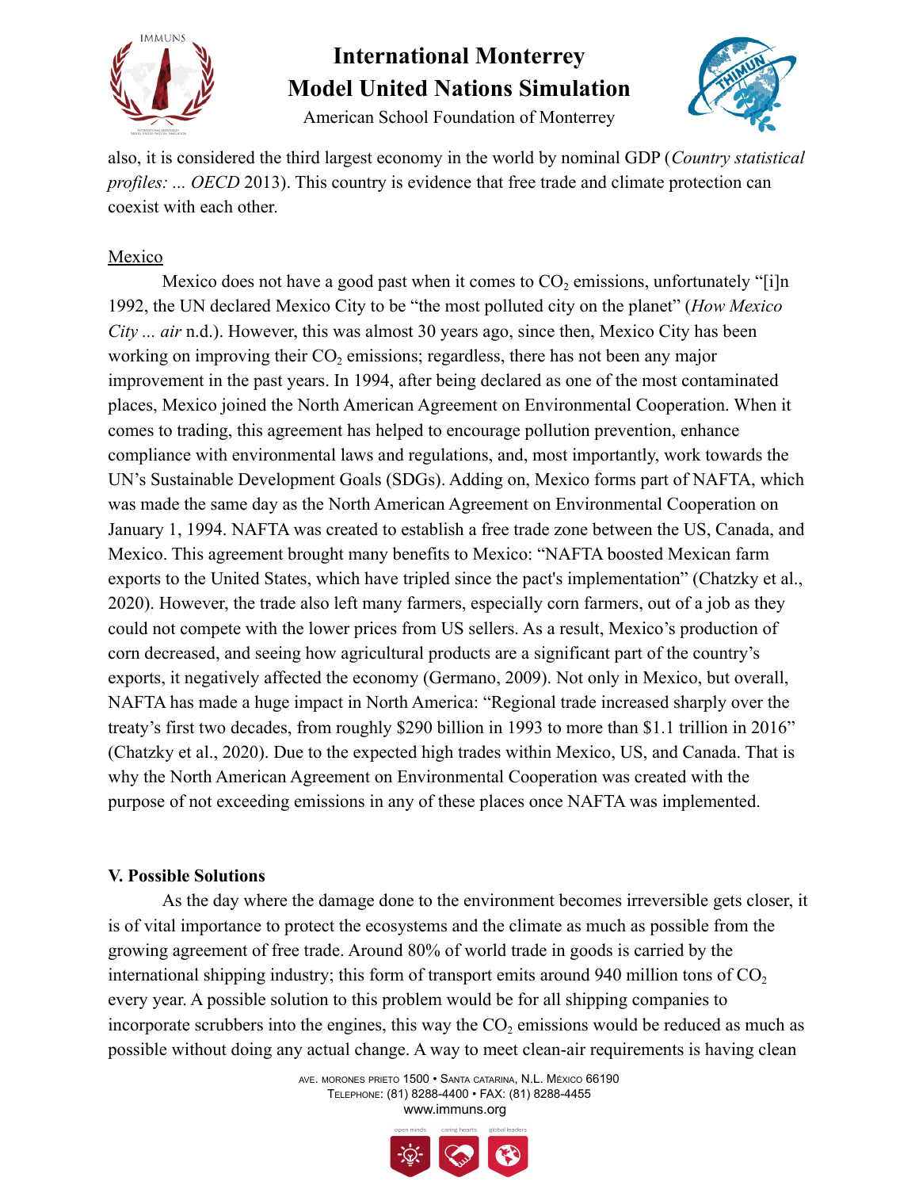also, it is considered the third largest economy in the world by nominal GDP (*Country statistical profiles: ... OECD* 2013). This country is evidence that free trade and climate protection can coexist with each other.

Mexico

Mexico does not have a good past when it comes to $CO_2$ emissions, unfortunately "[i]n 1992, the UN declared Mexico City to be "the most polluted city on the planet" (*How Mexico City ... air* n.d.). However, this was almost 30 years ago, since then, Mexico City has been working on improving their $CO_2$ emissions; regardless, there has not been any major improvement in the past years. In 1994, after being declared as one of the most contaminated places, Mexico joined the North American Agreement on Environmental Cooperation. When it comes to trading, this agreement has helped to encourage pollution prevention, enhance compliance with environmental laws and regulations, and, most importantly, work towards the UN's Sustainable Development Goals (SDGs). Adding on, Mexico forms part of NAFTA, which was made the same day as the North American Agreement on Environmental Cooperation on January 1, 1994. NAFTA was created to establish a free trade zone between the US, Canada, and Mexico. This agreement brought many benefits to Mexico: "NAFTA boosted Mexican farm exports to the United States, which have tripled since the pact's implementation" (Chatzky et al., 2020). However, the trade also left many farmers, especially corn farmers, out of a job as they could not compete with the lower prices from US sellers. As a result, Mexico's production of corn decreased, and seeing how agricultural products are a significant part of the country's exports, it negatively affected the economy (Germano, 2009). Not only in Mexico, but overall, NAFTA has made a huge impact in North America: "Regional trade increased sharply over the treaty's first two decades, from roughly $290 billion in 1993 to more than $1.1 trillion in 2016" (Chatzky et al., 2020). Due to the expected high trades within Mexico, US, and Canada. That is why the North American Agreement on Environmental Cooperation was created with the purpose of not exceeding emissions in any of these places once NAFTA was implemented.

### V. Possible Solutions

As the day where the damage done to the environment becomes irreversible gets closer, it is of vital importance to protect the ecosystems and the climate as much as possible from the growing agreement of free trade. Around 80% of world trade in goods is carried by the international shipping industry; this form of transport emits around 940 million tons of $CO_2$ every year. A possible solution to this problem would be for all shipping companies to incorporate scrubbers into the engines, this way the $CO_2$ emissions would be reduced as much as possible without doing any actual change. A way to meet clean-air requirements is having clean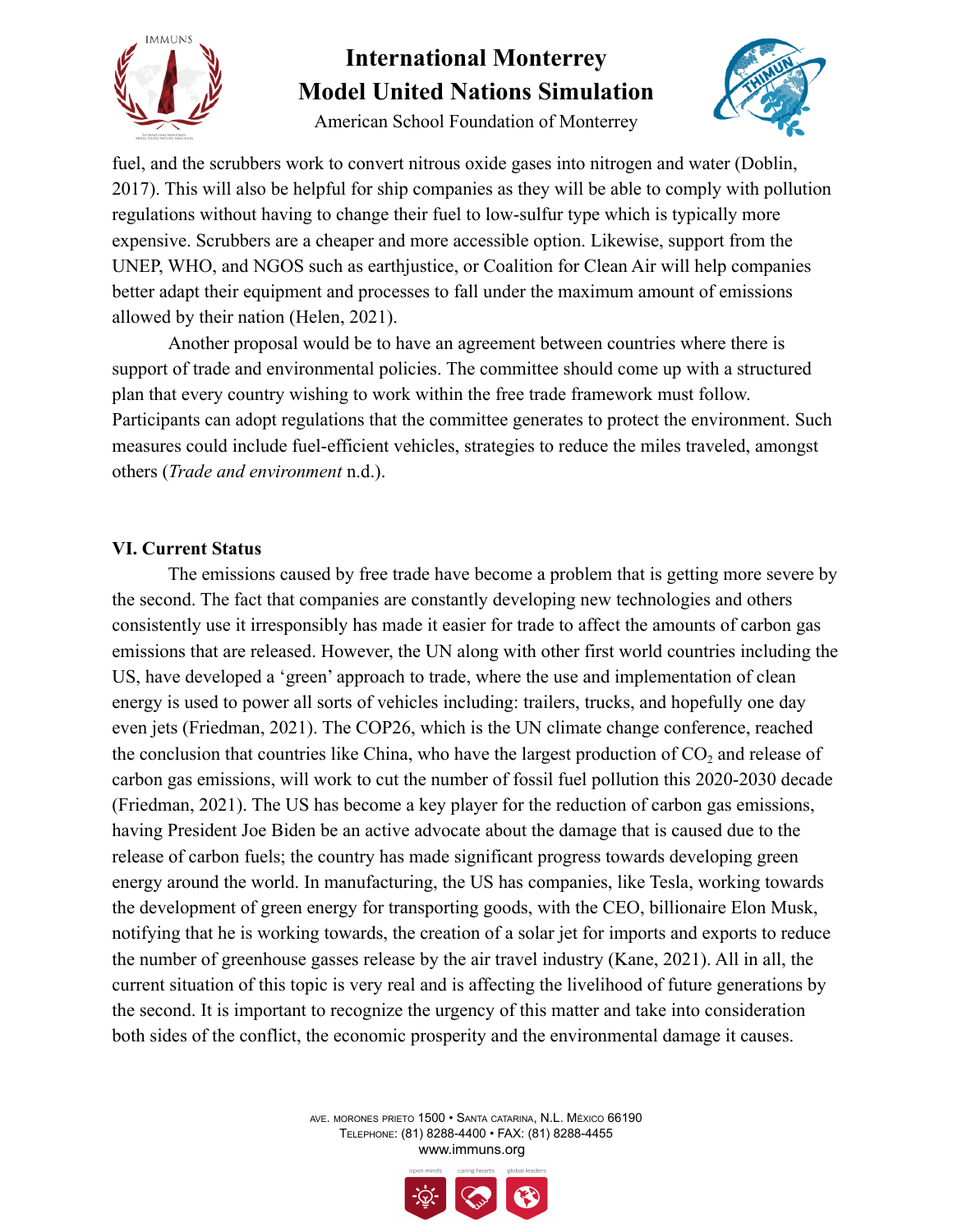fuel, and the scrubbers work to convert nitrous oxide gases into nitrogen and water (Doblin, 2017). This will also be helpful for ship companies as they will be able to comply with pollution regulations without having to change their fuel to low-sulfur type which is typically more expensive. Scrubbers are a cheaper and more accessible option. Likewise, support from the UNEP, WHO, and NGOS such as earthjustice, or Coalition for Clean Air will help companies better adapt their equipment and processes to fall under the maximum amount of emissions allowed by their nation (Helen, 2021).

Another proposal would be to have an agreement between countries where there is support of trade and environmental policies. The committee should come up with a structured plan that every country wishing to work within the free trade framework must follow. Participants can adopt regulations that the committee generates to protect the environment. Such measures could include fuel-efficient vehicles, strategies to reduce the miles traveled, amongst others (*Trade and environment* n.d.).

## VI. Current Status

The emissions caused by free trade have become a problem that is getting more severe by the second. The fact that companies are constantly developing new technologies and others consistently use it irresponsibly has made it easier for trade to affect the amounts of carbon gas emissions that are released. However, the UN along with other first world countries including the US, have developed a 'green' approach to trade, where the use and implementation of clean energy is used to power all sorts of vehicles including: trailers, trucks, and hopefully one day even jets (Friedman, 2021). The COP26, which is the UN climate change conference, reached the conclusion that countries like China, who have the largest production of $CO_2$ and release of carbon gas emissions, will work to cut the number of fossil fuel pollution this 2020-2030 decade (Friedman, 2021). The US has become a key player for the reduction of carbon gas emissions, having President Joe Biden be an active advocate about the damage that is caused due to the release of carbon fuels; the country has made significant progress towards developing green energy around the world. In manufacturing, the US has companies, like Tesla, working towards the development of green energy for transporting goods, with the CEO, billionaire Elon Musk, notifying that he is working towards, the creation of a solar jet for imports and exports to reduce the number of greenhouse gasses release by the air travel industry (Kane, 2021). All in all, the current situation of this topic is very real and is affecting the livelihood of future generations by the second. It is important to recognize the urgency of this matter and take into consideration both sides of the conflict, the economic prosperity and the environmental damage it causes.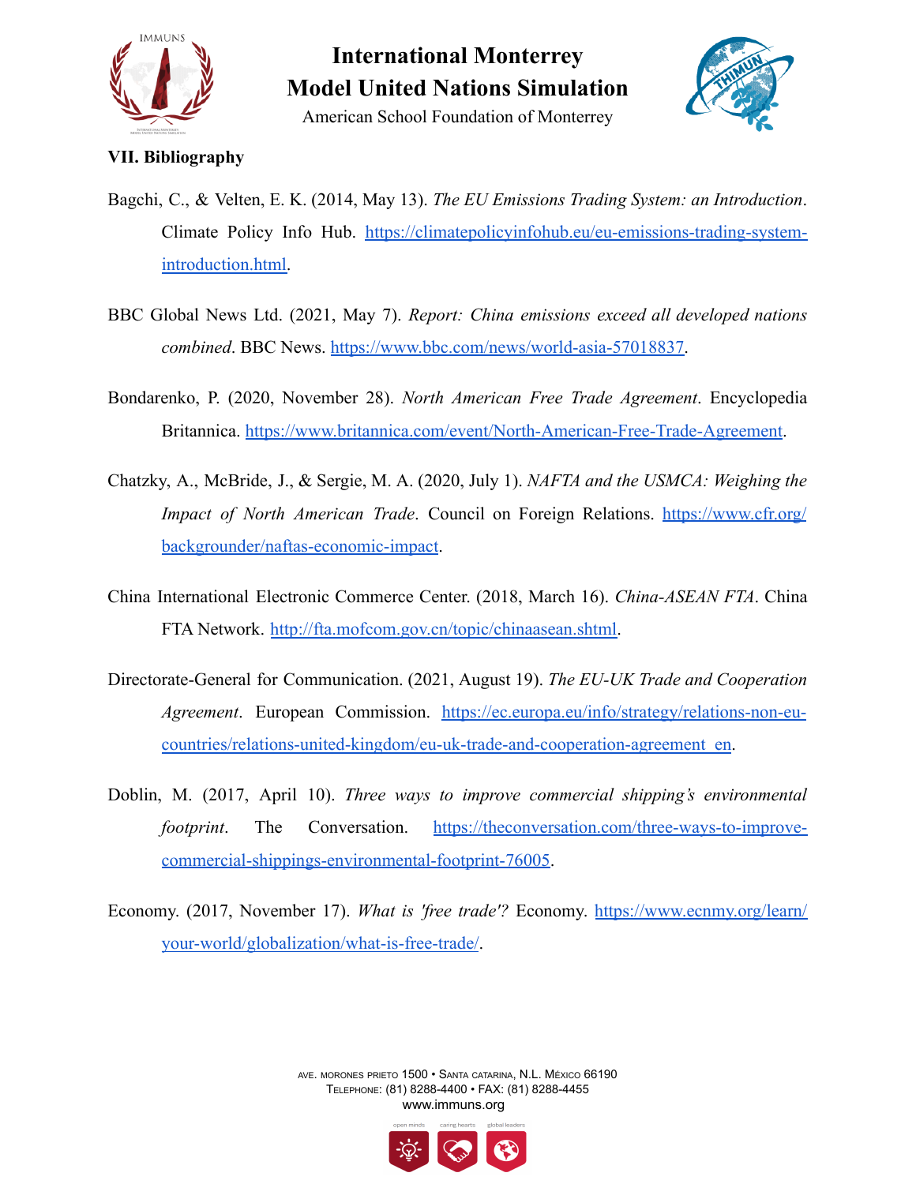**VII. Bibliography**

Bagchi, C., & Velten, E. K. (2014, May 13). *The EU Emissions Trading System: an Introduction*. Climate Policy Info Hub. https://climatepolicyinfohub.eu/eu-emissions-trading-system-introduction.html.

BBC Global News Ltd. (2021, May 7). *Report: China emissions exceed all developed nations combined*. BBC News. https://www.bbc.com/news/world-asia-57018837.

Bondarenko, P. (2020, November 28). *North American Free Trade Agreement*. Encyclopedia Britannica. https://www.britannica.com/event/North-American-Free-Trade-Agreement.

Chatzky, A., McBride, J., & Sergie, M. A. (2020, July 1). *NAFTA and the USMCA: Weighing the Impact of North American Trade*. Council on Foreign Relations. https://www.cfr.org/backgrounder/naftas-economic-impact.

China International Electronic Commerce Center. (2018, March 16). *China-ASEAN FTA*. China FTA Network. http://fta.mofcom.gov.cn/topic/chinaasean.shtml.

Directorate-General for Communication. (2021, August 19). *The EU-UK Trade and Cooperation Agreement*. European Commission. https://ec.europa.eu/info/strategy/relations-non-eu-countries/relations-united-kingdom/eu-uk-trade-and-cooperation-agreement_en.

Doblin, M. (2017, April 10). *Three ways to improve commercial shipping's environmental footprint*. The Conversation. https://theconversation.com/three-ways-to-improve-commercial-shippings-environmental-footprint-76005.

Economy. (2017, November 17). *What is 'free trade'?* Economy. https://www.ecnmy.org/learn/your-world/globalization/what-is-free-trade/.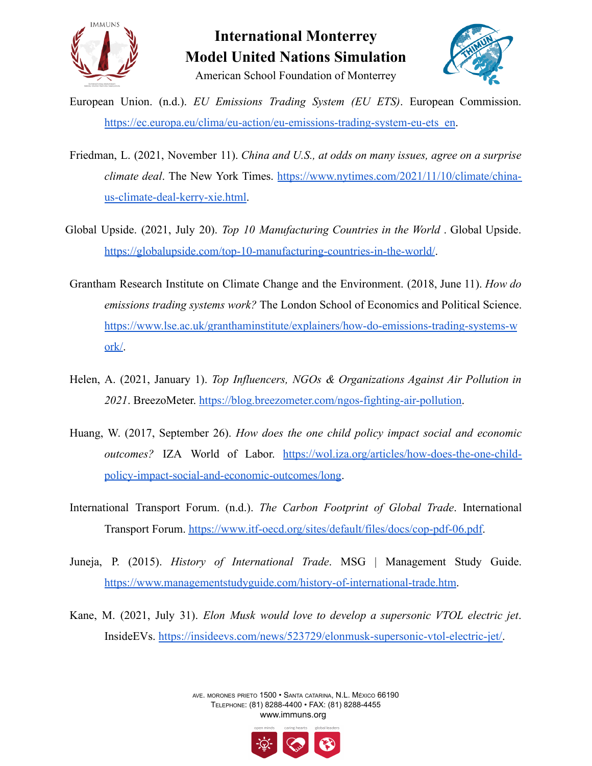European Union. (n.d.). *EU Emissions Trading System (EU ETS)*. European Commission. https://ec.europa.eu/clima/eu-action/eu-emissions-trading-system-eu-ets_en.

Friedman, L. (2021, November 11). *China and U.S., at odds on many issues, agree on a surprise climate deal*. The New York Times. https://www.nytimes.com/2021/11/10/climate/china-us-climate-deal-kerry-xie.html.

Global Upside. (2021, July 20). *Top 10 Manufacturing Countries in the World* . Global Upside. https://globalupside.com/top-10-manufacturing-countries-in-the-world/.

Grantham Research Institute on Climate Change and the Environment. (2018, June 11). *How do emissions trading systems work?* The London School of Economics and Political Science. https://www.lse.ac.uk/granthaminstitute/explainers/how-do-emissions-trading-systems-work/.

Helen, A. (2021, January 1). *Top Influencers, NGOs & Organizations Against Air Pollution in 2021*. BreezoMeter. https://blog.breezometer.com/ngos-fighting-air-pollution.

Huang, W. (2017, September 26). *How does the one child policy impact social and economic outcomes?* IZA World of Labor. https://wol.iza.org/articles/how-does-the-one-child-policy-impact-social-and-economic-outcomes/long.

International Transport Forum. (n.d.). *The Carbon Footprint of Global Trade*. International Transport Forum. https://www.itf-oecd.org/sites/default/files/docs/cop-pdf-06.pdf.

Juneja, P. (2015). *History of International Trade*. MSG | Management Study Guide. https://www.managementstudyguide.com/history-of-international-trade.htm.

Kane, M. (2021, July 31). *Elon Musk would love to develop a supersonic VTOL electric jet*. InsideEVs. https://insideevs.com/news/523729/elonmusk-supersonic-vtol-electric-jet/.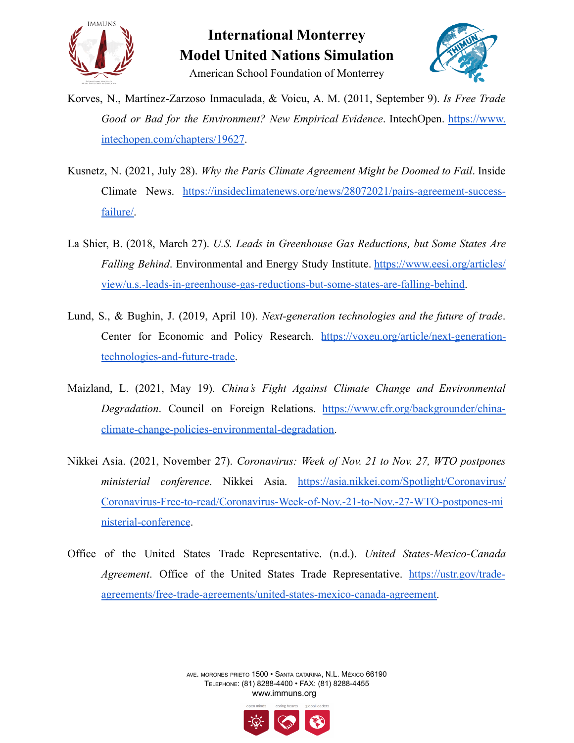Korves, N., Martínez-Zarzoso Inmaculada, & Voicu, A. M. (2011, September 9). *Is Free Trade Good or Bad for the Environment? New Empirical Evidence*. IntechOpen. https://www.intechopen.com/chapters/19627.

Kusnetz, N. (2021, July 28). *Why the Paris Climate Agreement Might be Doomed to Fail*. Inside Climate News. https://insideclimatenews.org/news/28072021/pairs-agreement-success-failure/.

La Shier, B. (2018, March 27). *U.S. Leads in Greenhouse Gas Reductions, but Some States Are Falling Behind*. Environmental and Energy Study Institute. https://www.eesi.org/articles/view/u.s.-leads-in-greenhouse-gas-reductions-but-some-states-are-falling-behind.

Lund, S., & Bughin, J. (2019, April 10). *Next-generation technologies and the future of trade*. Center for Economic and Policy Research. https://voxeu.org/article/next-generation-technologies-and-future-trade.

Maizland, L. (2021, May 19). *China's Fight Against Climate Change and Environmental Degradation*. Council on Foreign Relations. https://www.cfr.org/backgrounder/china-climate-change-policies-environmental-degradation.

Nikkei Asia. (2021, November 27). *Coronavirus: Week of Nov. 21 to Nov. 27, WTO postpones ministerial conference*. Nikkei Asia. https://asia.nikkei.com/Spotlight/Coronavirus/Coronavirus-Free-to-read/Coronavirus-Week-of-Nov.-21-to-Nov.-27-WTO-postpones-ministerial-conference.

Office of the United States Trade Representative. (n.d.). *United States-Mexico-Canada Agreement*. Office of the United States Trade Representative. https://ustr.gov/trade-agreements/free-trade-agreements/united-states-mexico-canada-agreement.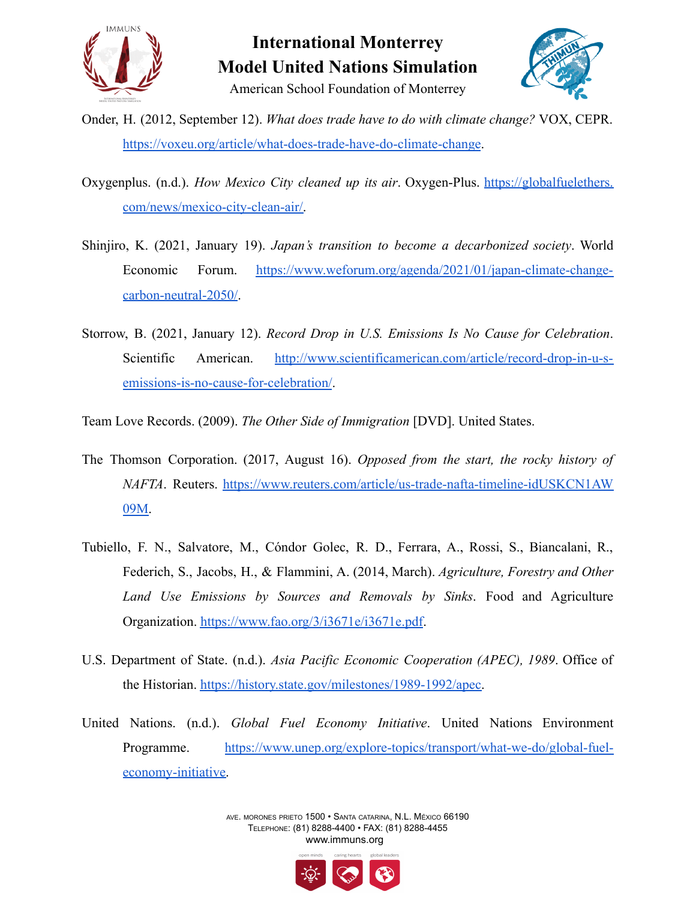Onder, H. (2012, September 12). *What does trade have to do with climate change?* VOX, CEPR. https://voxeu.org/article/what-does-trade-have-do-climate-change.

Oxygenplus. (n.d.). *How Mexico City cleaned up its air*. Oxygen-Plus. https://globalfuelethers.com/news/mexico-city-clean-air/.

Shinjiro, K. (2021, January 19). *Japan's transition to become a decarbonized society*. World Economic Forum. https://www.weforum.org/agenda/2021/01/japan-climate-change-carbon-neutral-2050/.

Storrow, B. (2021, January 12). *Record Drop in U.S. Emissions Is No Cause for Celebration*. Scientific American. http://www.scientificamerican.com/article/record-drop-in-u-s-emissions-is-no-cause-for-celebration/.

Team Love Records. (2009). *The Other Side of Immigration* [DVD]. United States.

The Thomson Corporation. (2017, August 16). *Opposed from the start, the rocky history of NAFTA*. Reuters. https://www.reuters.com/article/us-trade-nafta-timeline-idUSKCN1AW09M.

Tubiello, F. N., Salvatore, M., Cóndor Golec, R. D., Ferrara, A., Rossi, S., Biancalani, R., Federich, S., Jacobs, H., & Flammini, A. (2014, March). *Agriculture, Forestry and Other Land Use Emissions by Sources and Removals by Sinks*. Food and Agriculture Organization. https://www.fao.org/3/i3671e/i3671e.pdf.

U.S. Department of State. (n.d.). *Asia Pacific Economic Cooperation (APEC), 1989*. Office of the Historian. https://history.state.gov/milestones/1989-1992/apec.

United Nations. (n.d.). *Global Fuel Economy Initiative*. United Nations Environment Programme. https://www.unep.org/explore-topics/transport/what-we-do/global-fuel-economy-initiative.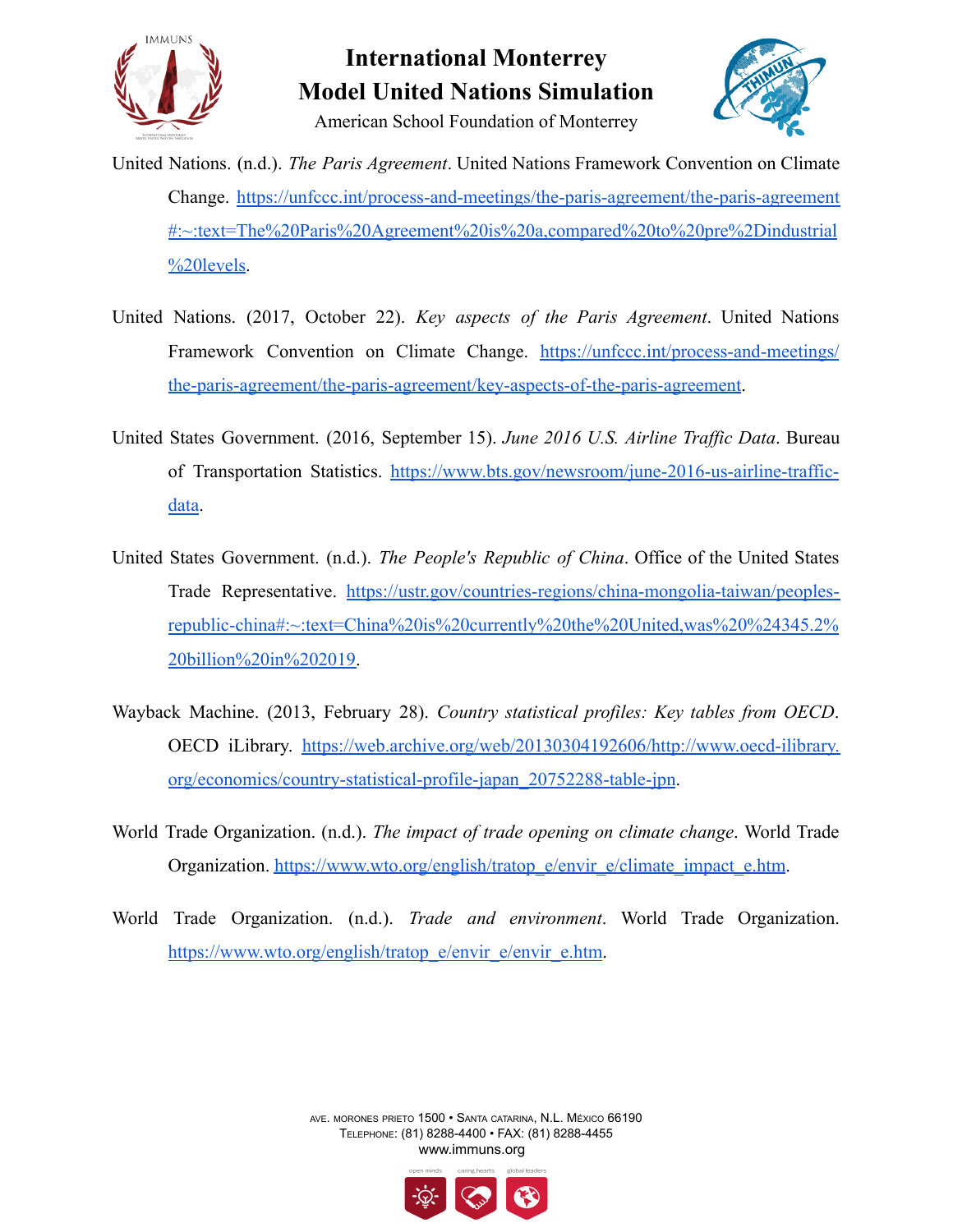United Nations. (n.d.). *The Paris Agreement*. United Nations Framework Convention on Climate Change. https://unfccc.int/process-and-meetings/the-paris-agreement/the-paris-agreement#:~:text=The%20Paris%20Agreement%20is%20a,compared%20to%20pre%2Dindustrial%20levels.

United Nations. (2017, October 22). *Key aspects of the Paris Agreement*. United Nations Framework Convention on Climate Change. https://unfccc.int/process-and-meetings/the-paris-agreement/the-paris-agreement/key-aspects-of-the-paris-agreement.

United States Government. (2016, September 15). *June 2016 U.S. Airline Traffic Data*. Bureau of Transportation Statistics. https://www.bts.gov/newsroom/june-2016-us-airline-traffic-data.

United States Government. (n.d.). *The People's Republic of China*. Office of the United States Trade Representative. https://ustr.gov/countries-regions/china-mongolia-taiwan/peoples-republic-china#:~:text=China%20is%20currently%20the%20United,was%20%24345.2%20billion%20in%202019.

Wayback Machine. (2013, February 28). *Country statistical profiles: Key tables from OECD*. OECD iLibrary. https://web.archive.org/web/20130304192606/http://www.oecd-ilibrary.org/economics/country-statistical-profile-japan_20752288-table-jpn.

World Trade Organization. (n.d.). *The impact of trade opening on climate change*. World Trade Organization. https://www.wto.org/english/tratop_e/envir_e/climate_impact_e.htm.

World Trade Organization. (n.d.). *Trade and environment*. World Trade Organization. https://www.wto.org/english/tratop_e/envir_e/envir_e.htm.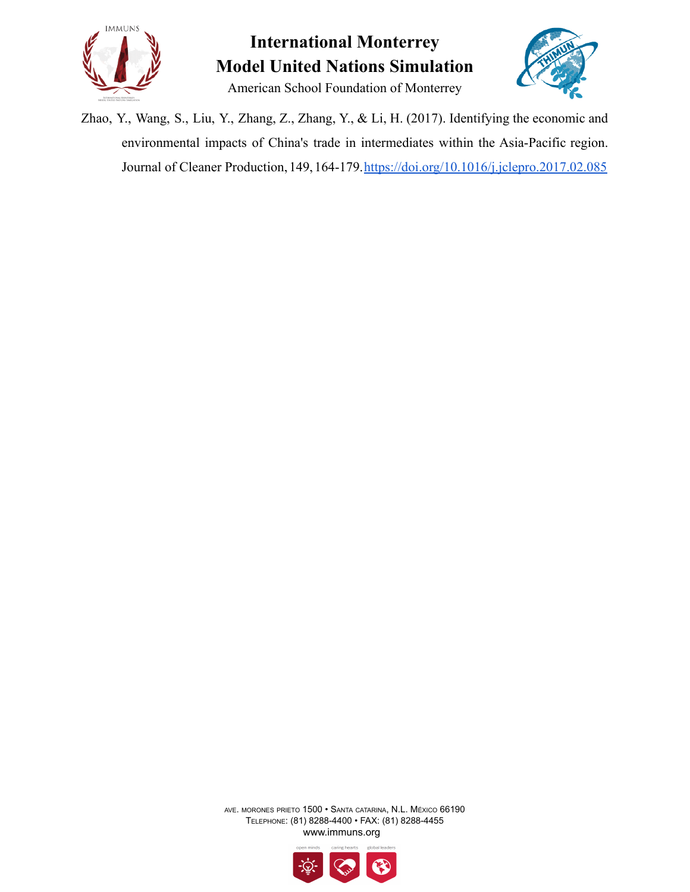Zhao, Y., Wang, S., Liu, Y., Zhang, Z., Zhang, Y., & Li, H. (2017). Identifying the economic and environmental impacts of China's trade in intermediates within the Asia-Pacific region. Journal of Cleaner Production, 149, 164-179. https://doi.org/10.1016/j.jclepro.2017.02.085